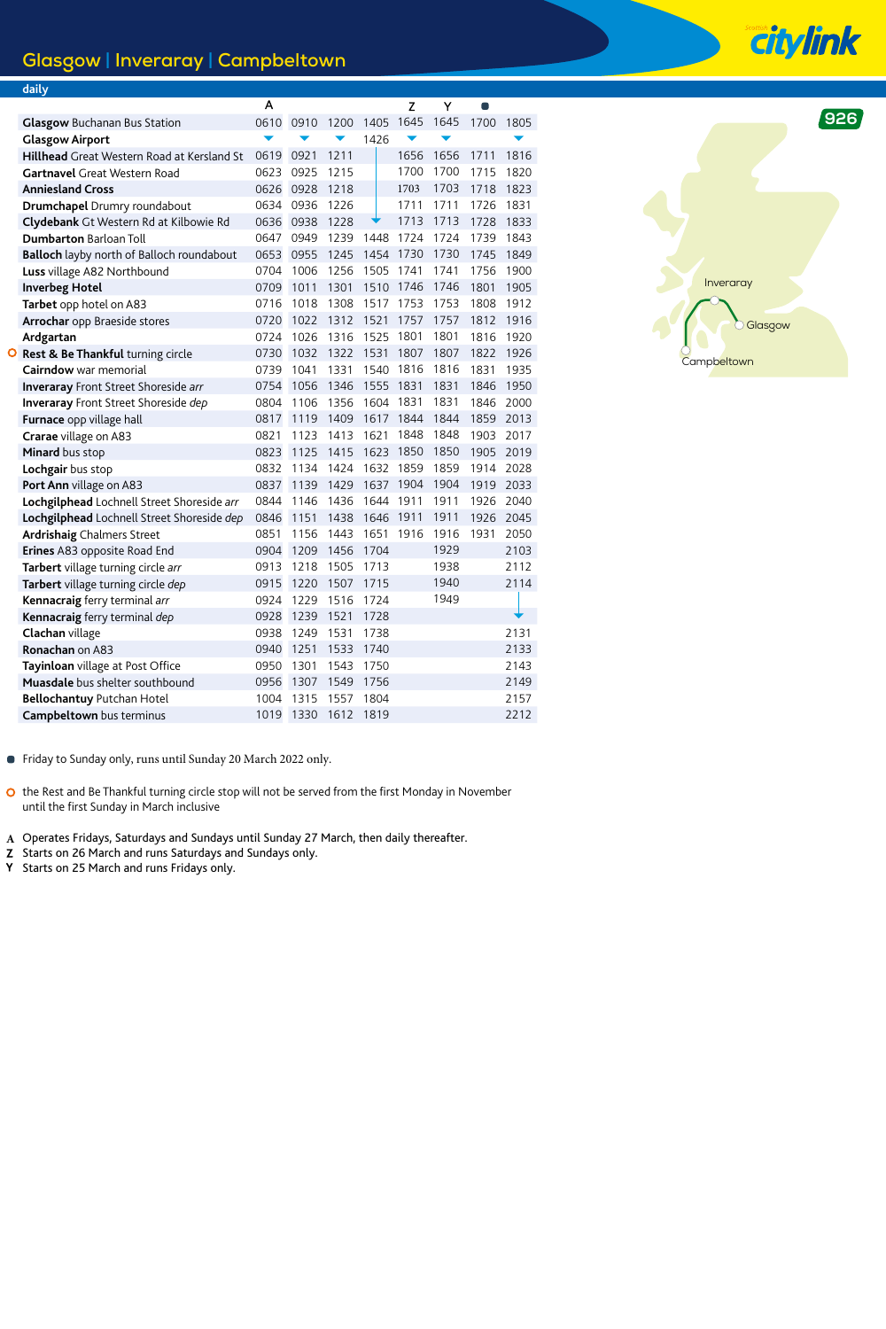# Glasgow | Inveraray | Campbeltown

**926**

daily

| | A | | | | Z | Y | ● | |
|---|---|---|---|---|---|---|---|---|
| **Glasgow** Buchanan Bus Station | 0610 | 0910 | 1200 | 1405 | 1645 | 1645 | 1700 | 1805 |
| **Glasgow Airport** | ▼ | ▼ | ▼ | 1426 | ▼ | ▼ | | ▼ |
| **Hillhead** Great Western Road at Kersland St | 0619 | 0921 | 1211 | \| | 1656 | 1656 | 1711 | 1816 |
| **Gartnavel** Great Western Road | 0623 | 0925 | 1215 | \| | 1700 | 1700 | 1715 | 1820 |
| **Anniesland Cross** | 0626 | 0928 | 1218 | \| | 1703 | 1703 | 1718 | 1823 |
| **Drumchapel** Drumry roundabout | 0634 | 0936 | 1226 | \| | 1711 | 1711 | 1726 | 1831 |
| **Clydebank** Gt Western Rd at Kilbowie Rd | 0636 | 0938 | 1228 | ▼ | 1713 | 1713 | 1728 | 1833 |
| **Dumbarton** Barloan Toll | 0647 | 0949 | 1239 | 1448 | 1724 | 1724 | 1739 | 1843 |
| **Balloch** layby north of Balloch roundabout | 0653 | 0955 | 1245 | 1454 | 1730 | 1730 | 1745 | 1849 |
| **Luss** village A82 Northbound | 0704 | 1006 | 1256 | 1505 | 1741 | 1741 | 1756 | 1900 |
| **Inverbeg Hotel** | 0709 | 1011 | 1301 | 1510 | 1746 | 1746 | 1801 | 1905 |
| **Tarbet** opp hotel on A83 | 0716 | 1018 | 1308 | 1517 | 1753 | 1753 | 1808 | 1912 |
| **Arrochar** opp Braeside stores | 0720 | 1022 | 1312 | 1521 | 1757 | 1757 | 1812 | 1916 |
| **Ardgartan** | 0724 | 1026 | 1316 | 1525 | 1801 | 1801 | 1816 | 1920 |
| ○ **Rest & Be Thankful** turning circle | 0730 | 1032 | 1322 | 1531 | 1807 | 1807 | 1822 | 1926 |
| **Cairndow** war memorial | 0739 | 1041 | 1331 | 1540 | 1816 | 1816 | 1831 | 1935 |
| **Inveraray** Front Street Shoreside *arr* | 0754 | 1056 | 1346 | 1555 | 1831 | 1831 | 1846 | 1950 |
| **Inveraray** Front Street Shoreside *dep* | 0804 | 1106 | 1356 | 1604 | 1831 | 1831 | 1846 | 2000 |
| **Furnace** opp village hall | 0817 | 1119 | 1409 | 1617 | 1844 | 1844 | 1859 | 2013 |
| **Crarae** village on A83 | 0821 | 1123 | 1413 | 1621 | 1848 | 1848 | 1903 | 2017 |
| **Minard** bus stop | 0823 | 1125 | 1415 | 1623 | 1850 | 1850 | 1905 | 2019 |
| **Lochgair** bus stop | 0832 | 1134 | 1424 | 1632 | 1859 | 1859 | 1914 | 2028 |
| **Port Ann** village on A83 | 0837 | 1139 | 1429 | 1637 | 1904 | 1904 | 1919 | 2033 |
| **Lochgilphead** Lochnell Street Shoreside *arr* | 0844 | 1146 | 1436 | 1644 | 1911 | 1911 | 1926 | 2040 |
| **Lochgilphead** Lochnell Street Shoreside *dep* | 0846 | 1151 | 1438 | 1646 | 1911 | 1911 | 1926 | 2045 |
| **Ardrishaig** Chalmers Street | 0851 | 1156 | 1443 | 1651 | 1916 | 1916 | 1931 | 2050 |
| **Erines** A83 opposite Road End | 0904 | 1209 | 1456 | 1704 | | 1929 | | 2103 |
| **Tarbert** village turning circle *arr* | 0913 | 1218 | 1505 | 1713 | | 1938 | | 2112 |
| **Tarbert** village turning circle *dep* | 0915 | 1220 | 1507 | 1715 | | 1940 | | 2114 |
| **Kennacraig** ferry terminal *arr* | 0924 | 1229 | 1516 | 1724 | | 1949 | | \| |
| **Kennacraig** ferry terminal *dep* | 0928 | 1239 | 1521 | 1728 | | | | ▼ |
| **Clachan** village | 0938 | 1249 | 1531 | 1738 | | | | 2131 |
| **Ronachan** on A83 | 0940 | 1251 | 1533 | 1740 | | | | 2133 |
| **Tayinloan** village at Post Office | 0950 | 1301 | 1543 | 1750 | | | | 2143 |
| **Muasdale** bus shelter southbound | 0956 | 1307 | 1549 | 1756 | | | | 2149 |
| **Bellochantuy** Putchan Hotel | 1004 | 1315 | 1557 | 1804 | | | | 2157 |
| **Campbeltown** bus terminus | 1019 | 1330 | 1612 | 1819 | | | | 2212 |

● Friday to Sunday only, runs until Sunday 20 March 2022 only.

○ the Rest and Be Thankful turning circle stop will not be served from the first Monday in November until the first Sunday in March inclusive

**A** Operates Fridays, Saturdays and Sundays until Sunday 27 March, then daily thereafter.
**Z** Starts on 26 March and runs Saturdays and Sundays only.
**Y** Starts on 25 March and runs Fridays only.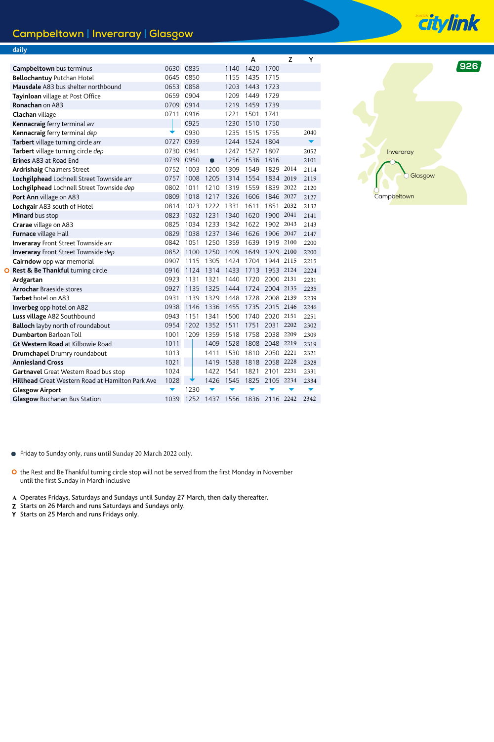# Campbeltown | Inveraray | Glasgow

citylink

926

**daily**

| | | | | A | | Z | Y |
|---|---|---|---|---|---|---|---|
| **Campbeltown** bus terminus | 0630 | 0835 | | 1140 | 1420 | 1700 | | |
| **Bellochantuy** Putchan Hotel | 0645 | 0850 | | 1155 | 1435 | 1715 | | |
| **Mausdale** A83 bus shelter northbound | 0653 | 0858 | | 1203 | 1443 | 1723 | | |
| **Tayinloan** village at Post Office | 0659 | 0904 | | 1209 | 1449 | 1729 | | |
| **Ronachan** on A83 | 0709 | 0914 | | 1219 | 1459 | 1739 | | |
| **Clachan** village | 0711 | 0916 | | 1221 | 1501 | 1741 | | |
| **Kennacraig** ferry terminal *arr* | ↓ | 0925 | | 1230 | 1510 | 1750 | | |
| **Kennacraig** ferry terminal *dep* | ↓ | 0930 | | 1235 | 1515 | 1755 | | 2040 |
| **Tarbert** village turning circle *arr* | 0727 | 0939 | | 1244 | 1524 | 1804 | | ▼ |
| **Tarbert** village turning circle *dep* | 0730 | 0941 | | 1247 | 1527 | 1807 | | 2052 |
| **Erines** A83 at Road End | 0739 | 0950 | ● | 1256 | 1536 | 1816 | | 2101 |
| **Ardrishaig** Chalmers Street | 0752 | 1003 | 1200 | 1309 | 1549 | 1829 | 2014 | 2114 |
| **Lochgilphead** Lochnell Street Townside *arr* | 0757 | 1008 | 1205 | 1314 | 1554 | 1834 | 2019 | 2119 |
| **Lochgilphead** Lochnell Street Townside *dep* | 0802 | 1011 | 1210 | 1319 | 1559 | 1839 | 2022 | 2120 |
| **Port Ann** village on A83 | 0809 | 1018 | 1217 | 1326 | 1606 | 1846 | 2027 | 2127 |
| **Lochgair** A83 south of Hotel | 0814 | 1023 | 1222 | 1331 | 1611 | 1851 | 2032 | 2132 |
| **Minard** bus stop | 0823 | 1032 | 1231 | 1340 | 1620 | 1900 | 2041 | 2141 |
| **Crarae** village on A83 | 0825 | 1034 | 1233 | 1342 | 1622 | 1902 | 2043 | 2143 |
| **Furnace** village Hall | 0829 | 1038 | 1237 | 1346 | 1626 | 1906 | 2047 | 2147 |
| **Inveraray** Front Street Townside *arr* | 0842 | 1051 | 1250 | 1359 | 1639 | 1919 | 2100 | 2200 |
| **Inveraray** Front Street Townside *dep* | 0852 | 1100 | 1250 | 1409 | 1649 | 1929 | 2100 | 2200 |
| **Cairndow** opp war memorial | 0907 | 1115 | 1305 | 1424 | 1704 | 1944 | 2115 | 2215 |
| ○ **Rest & Be Thankful** turning circle | 0916 | 1124 | 1314 | 1433 | 1713 | 1953 | 2124 | 2224 |
| **Ardgartan** | 0923 | 1131 | 1321 | 1440 | 1720 | 2000 | 2131 | 2231 |
| **Arrochar** Braeside stores | 0927 | 1135 | 1325 | 1444 | 1724 | 2004 | 2135 | 2235 |
| **Tarbet** hotel on A83 | 0931 | 1139 | 1329 | 1448 | 1728 | 2008 | 2139 | 2239 |
| **Inverbeg** opp hotel on A82 | 0938 | 1146 | 1336 | 1455 | 1735 | 2015 | 2146 | 2246 |
| **Luss village** A82 Southbound | 0943 | 1151 | 1341 | 1500 | 1740 | 2020 | 2151 | 2251 |
| **Balloch** layby north of roundabout | 0954 | 1202 | 1352 | 1511 | 1751 | 2031 | 2202 | 2302 |
| **Dumbarton** Barloan Toll | 1001 | 1209 | 1359 | 1518 | 1758 | 2038 | 2209 | 2309 |
| **Gt Western Road** at Kilbowie Road | 1011 | ↓ | 1409 | 1528 | 1808 | 2048 | 2219 | 2319 |
| **Drumchapel** Drumry roundabout | 1013 | ↓ | 1411 | 1530 | 1810 | 2050 | 2221 | 2321 |
| **Anniesland Cross** | 1021 | ↓ | 1419 | 1538 | 1818 | 2058 | 2228 | 2328 |
| **Gartnavel** Great Western Road bus stop | 1024 | ↓ | 1422 | 1541 | 1821 | 2101 | 2231 | 2331 |
| **Hillhead** Great Western Road at Hamilton Park Ave | 1028 | ▼ | 1426 | 1545 | 1825 | 2105 | 2234 | 2334 |
| **Glasgow Airport** | ▼ | 1230 | ▼ | ▼ | ▼ | ▼ | ▼ | ▼ |
| **Glasgow** Buchanan Bus Station | 1039 | 1252 | 1437 | 1556 | 1836 | 2116 | 2242 | 2342 |

Inveraray
Glasgow
Campbeltown

● Friday to Sunday only, runs until Sunday 20 March 2022 only.

○ the Rest and Be Thankful turning circle stop will not be served from the first Monday in November until the first Sunday in March inclusive

**A** Operates Fridays, Saturdays and Sundays until Sunday 27 March, then daily thereafter.
**Z** Starts on 26 March and runs Saturdays and Sundays only.
**Y** Starts on 25 March and runs Fridays only.